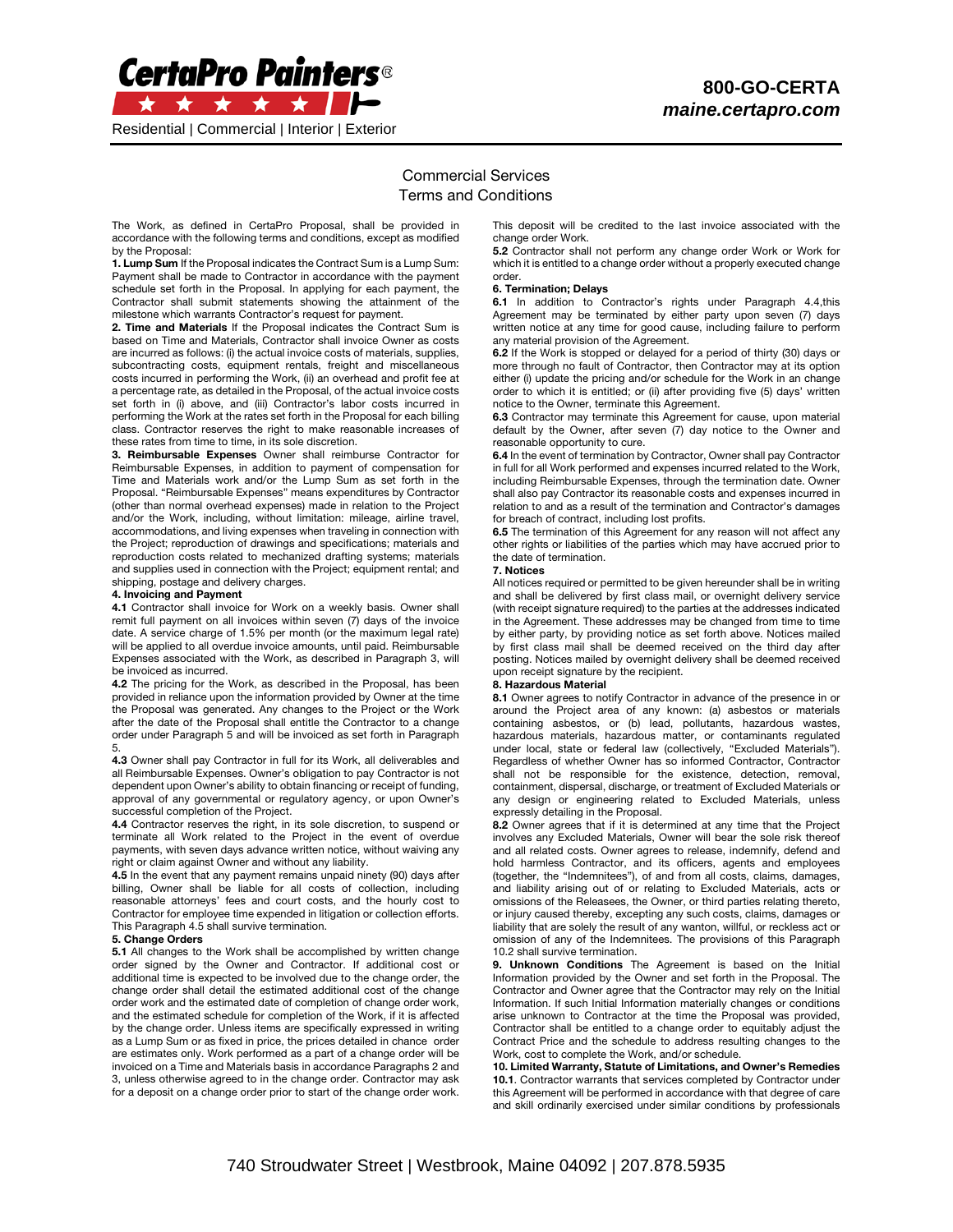**CertaPro Painters®**

Residential | Commercial | Interior | Exterior

**800-GO-CERTA**
***maine.certapro.com***

## Commercial Services
## Terms and Conditions

The Work, as defined in CertaPro Proposal, shall be provided in accordance with the following terms and conditions, except as modified by the Proposal:

**1. Lump Sum** If the Proposal indicates the Contract Sum is a Lump Sum: Payment shall be made to Contractor in accordance with the payment schedule set forth in the Proposal. In applying for each payment, the Contractor shall submit statements showing the attainment of the milestone which warrants Contractor's request for payment.

**2. Time and Materials** If the Proposal indicates the Contract Sum is based on Time and Materials, Contractor shall invoice Owner as costs are incurred as follows: (i) the actual invoice costs of materials, supplies, subcontracting costs, equipment rentals, freight and miscellaneous costs incurred in performing the Work, (ii) an overhead and profit fee at a percentage rate, as detailed in the Proposal, of the actual invoice costs set forth in (i) above, and (iii) Contractor's labor costs incurred in performing the Work at the rates set forth in the Proposal for each billing class. Contractor reserves the right to make reasonable increases of these rates from time to time, in its sole discretion.

**3. Reimbursable Expenses** Owner shall reimburse Contractor for Reimbursable Expenses, in addition to payment of compensation for Time and Materials work and/or the Lump Sum as set forth in the Proposal. "Reimbursable Expenses" means expenditures by Contractor (other than normal overhead expenses) made in relation to the Project and/or the Work, including, without limitation: mileage, airline travel, accommodations, and living expenses when traveling in connection with the Project; reproduction of drawings and specifications; materials and reproduction costs related to mechanized drafting systems; materials and supplies used in connection with the Project; equipment rental; and shipping, postage and delivery charges.

**4. Invoicing and Payment**

**4.1** Contractor shall invoice for Work on a weekly basis. Owner shall remit full payment on all invoices within seven (7) days of the invoice date. A service charge of 1.5% per month (or the maximum legal rate) will be applied to all overdue invoice amounts, until paid. Reimbursable Expenses associated with the Work, as described in Paragraph 3, will be invoiced as incurred.

**4.2** The pricing for the Work, as described in the Proposal, has been provided in reliance upon the information provided by Owner at the time the Proposal was generated. Any changes to the Project or the Work after the date of the Proposal shall entitle the Contractor to a change order under Paragraph 5 and will be invoiced as set forth in Paragraph 5.

**4.3** Owner shall pay Contractor in full for its Work, all deliverables and all Reimbursable Expenses. Owner's obligation to pay Contractor is not dependent upon Owner's ability to obtain financing or receipt of funding, approval of any governmental or regulatory agency, or upon Owner's successful completion of the Project.

**4.4** Contractor reserves the right, in its sole discretion, to suspend or terminate all Work related to the Project in the event of overdue payments, with seven days advance written notice, without waiving any right or claim against Owner and without any liability.

**4.5** In the event that any payment remains unpaid ninety (90) days after billing, Owner shall be liable for all costs of collection, including reasonable attorneys' fees and court costs, and the hourly cost to Contractor for employee time expended in litigation or collection efforts. This Paragraph 4.5 shall survive termination.

**5. Change Orders**

**5.1** All changes to the Work shall be accomplished by written change order signed by the Owner and Contractor. If additional cost or additional time is expected to be involved due to the change order, the change order shall detail the estimated additional cost of the change order work and the estimated date of completion of change order work, and the estimated schedule for completion of the Work, if it is affected by the change order. Unless items are specifically expressed in writing as a Lump Sum or as fixed in price, the prices detailed in chance order are estimates only. Work performed as a part of a change order will be invoiced on a Time and Materials basis in accordance Paragraphs 2 and 3, unless otherwise agreed to in the change order. Contractor may ask for a deposit on a change order prior to start of the change order work. This deposit will be credited to the last invoice associated with the change order Work.

**5.2** Contractor shall not perform any change order Work or Work for which it is entitled to a change order without a properly executed change order.

**6. Termination; Delays**

**6.1** In addition to Contractor's rights under Paragraph 4.4,this Agreement may be terminated by either party upon seven (7) days written notice at any time for good cause, including failure to perform any material provision of the Agreement.

**6.2** If the Work is stopped or delayed for a period of thirty (30) days or more through no fault of Contractor, then Contractor may at its option either (i) update the pricing and/or schedule for the Work in an change order to which it is entitled; or (ii) after providing five (5) days' written notice to the Owner, terminate this Agreement.

**6.3** Contractor may terminate this Agreement for cause, upon material default by the Owner, after seven (7) day notice to the Owner and reasonable opportunity to cure.

**6.4** In the event of termination by Contractor, Owner shall pay Contractor in full for all Work performed and expenses incurred related to the Work, including Reimbursable Expenses, through the termination date. Owner shall also pay Contractor its reasonable costs and expenses incurred in relation to and as a result of the termination and Contractor's damages for breach of contract, including lost profits.

**6.5** The termination of this Agreement for any reason will not affect any other rights or liabilities of the parties which may have accrued prior to the date of termination.

**7. Notices**

All notices required or permitted to be given hereunder shall be in writing and shall be delivered by first class mail, or overnight delivery service (with receipt signature required) to the parties at the addresses indicated in the Agreement. These addresses may be changed from time to time by either party, by providing notice as set forth above. Notices mailed by first class mail shall be deemed received on the third day after posting. Notices mailed by overnight delivery shall be deemed received upon receipt signature by the recipient.

**8. Hazardous Material**

**8.1** Owner agrees to notify Contractor in advance of the presence in or around the Project area of any known: (a) asbestos or materials containing asbestos, or (b) lead, pollutants, hazardous wastes, hazardous materials, hazardous matter, or contaminants regulated under local, state or federal law (collectively, "Excluded Materials"). Regardless of whether Owner has so informed Contractor, Contractor shall not be responsible for the existence, detection, removal, containment, dispersal, discharge, or treatment of Excluded Materials or any design or engineering related to Excluded Materials, unless expressly detailing in the Proposal.

**8.2** Owner agrees that if it is determined at any time that the Project involves any Excluded Materials, Owner will bear the sole risk thereof and all related costs. Owner agrees to release, indemnify, defend and hold harmless Contractor, and its officers, agents and employees (together, the "Indemnitees"), of and from all costs, claims, damages, and liability arising out of or relating to Excluded Materials, acts or omissions of the Releasees, the Owner, or third parties relating thereto, or injury caused thereby, excepting any such costs, claims, damages or liability that are solely the result of any wanton, willful, or reckless act or omission of any of the Indemnitees. The provisions of this Paragraph 10.2 shall survive termination.

**9. Unknown Conditions** The Agreement is based on the Initial Information provided by the Owner and set forth in the Proposal. The Contractor and Owner agree that the Contractor may rely on the Initial Information. If such Initial Information materially changes or conditions arise unknown to Contractor at the time the Proposal was provided, Contractor shall be entitled to a change order to equitably adjust the Contract Price and the schedule to address resulting changes to the Work, cost to complete the Work, and/or schedule.

**10. Limited Warranty, Statute of Limitations, and Owner's Remedies**

**10.1**. Contractor warrants that services completed by Contractor under this Agreement will be performed in accordance with that degree of care and skill ordinarily exercised under similar conditions by professionals

740 Stroudwater Street | Westbrook, Maine 04092 | 207.878.5935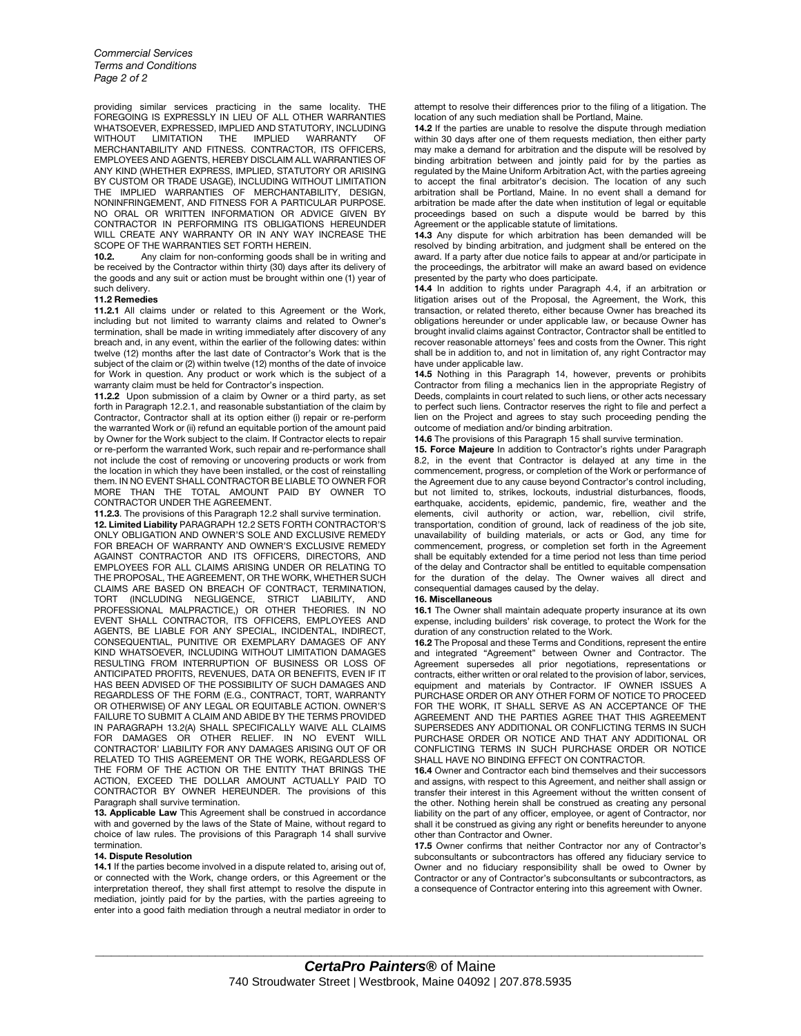providing similar services practicing in the same locality. THE FOREGOING IS EXPRESSLY IN LIEU OF ALL OTHER WARRANTIES WHATSOEVER, EXPRESSED, IMPLIED AND STATUTORY, INCLUDING WITHOUT LIMITATION THE IMPLIED WARRANTY OF MERCHANTABILITY AND FITNESS. CONTRACTOR, ITS OFFICERS, EMPLOYEES AND AGENTS, HEREBY DISCLAIM ALL WARRANTIES OF ANY KIND (WHETHER EXPRESS, IMPLIED, STATUTORY OR ARISING BY CUSTOM OR TRADE USAGE), INCLUDING WITHOUT LIMITATION THE IMPLIED WARRANTIES OF MERCHANTABILITY, DESIGN, NONINFRINGEMENT, AND FITNESS FOR A PARTICULAR PURPOSE. NO ORAL OR WRITTEN INFORMATION OR ADVICE GIVEN BY CONTRACTOR IN PERFORMING ITS OBLIGATIONS HEREUNDER WILL CREATE ANY WARRANTY OR IN ANY WAY INCREASE THE SCOPE OF THE WARRANTIES SET FORTH HEREIN.

**10.2.** Any claim for non-conforming goods shall be in writing and be received by the Contractor within thirty (30) days after its delivery of the goods and any suit or action must be brought within one (1) year of such delivery.

**11.2 Remedies**

**11.2.1** All claims under or related to this Agreement or the Work, including but not limited to warranty claims and related to Owner's termination, shall be made in writing immediately after discovery of any breach and, in any event, within the earlier of the following dates: within twelve (12) months after the last date of Contractor's Work that is the subject of the claim or (2) within twelve (12) months of the date of invoice for Work in question. Any product or work which is the subject of a warranty claim must be held for Contractor's inspection.

**11.2.2** Upon submission of a claim by Owner or a third party, as set forth in Paragraph 12.2.1, and reasonable substantiation of the claim by Contractor, Contractor shall at its option either (i) repair or re-perform the warranted Work or (ii) refund an equitable portion of the amount paid by Owner for the Work subject to the claim. If Contractor elects to repair or re-perform the warranted Work, such repair and re-performance shall not include the cost of removing or uncovering products or work from the location in which they have been installed, or the cost of reinstalling them. IN NO EVENT SHALL CONTRACTOR BE LIABLE TO OWNER FOR MORE THAN THE TOTAL AMOUNT PAID BY OWNER TO CONTRACTOR UNDER THE AGREEMENT.

**11.2.3**. The provisions of this Paragraph 12.2 shall survive termination.

**12. Limited Liability** PARAGRAPH 12.2 SETS FORTH CONTRACTOR'S ONLY OBLIGATION AND OWNER'S SOLE AND EXCLUSIVE REMEDY FOR BREACH OF WARRANTY AND OWNER'S EXCLUSIVE REMEDY AGAINST CONTRACTOR AND ITS OFFICERS, DIRECTORS, AND EMPLOYEES FOR ALL CLAIMS ARISING UNDER OR RELATING TO THE PROPOSAL, THE AGREEMENT, OR THE WORK, WHETHER SUCH CLAIMS ARE BASED ON BREACH OF CONTRACT, TERMINATION, TORT (INCLUDING NEGLIGENCE, STRICT LIABILITY, AND PROFESSIONAL MALPRACTICE,) OR OTHER THEORIES. IN NO EVENT SHALL CONTRACTOR, ITS OFFICERS, EMPLOYEES AND AGENTS, BE LIABLE FOR ANY SPECIAL, INCIDENTAL, INDIRECT, CONSEQUENTIAL, PUNITIVE OR EXEMPLARY DAMAGES OF ANY KIND WHATSOEVER, INCLUDING WITHOUT LIMITATION DAMAGES RESULTING FROM INTERRUPTION OF BUSINESS OR LOSS OF ANTICIPATED PROFITS, REVENUES, DATA OR BENEFITS, EVEN IF IT HAS BEEN ADVISED OF THE POSSIBILITY OF SUCH DAMAGES AND REGARDLESS OF THE FORM (E.G., CONTRACT, TORT, WARRANTY OR OTHERWISE) OF ANY LEGAL OR EQUITABLE ACTION. OWNER'S FAILURE TO SUBMIT A CLAIM AND ABIDE BY THE TERMS PROVIDED IN PARAGRAPH 13.2(A) SHALL SPECIFICALLY WAIVE ALL CLAIMS FOR DAMAGES OR OTHER RELIEF. IN NO EVENT WILL CONTRACTOR' LIABILITY FOR ANY DAMAGES ARISING OUT OF OR RELATED TO THIS AGREEMENT OR THE WORK, REGARDLESS OF THE FORM OF THE ACTION OR THE ENTITY THAT BRINGS THE ACTION, EXCEED THE DOLLAR AMOUNT ACTUALLY PAID TO CONTRACTOR BY OWNER HEREUNDER. The provisions of this Paragraph shall survive termination.

**13. Applicable Law** This Agreement shall be construed in accordance with and governed by the laws of the State of Maine, without regard to choice of law rules. The provisions of this Paragraph 14 shall survive termination.

**14. Dispute Resolution**

**14.1** If the parties become involved in a dispute related to, arising out of, or connected with the Work, change orders, or this Agreement or the interpretation thereof, they shall first attempt to resolve the dispute in mediation, jointly paid for by the parties, with the parties agreeing to enter into a good faith mediation through a neutral mediator in order to attempt to resolve their differences prior to the filing of a litigation. The location of any such mediation shall be Portland, Maine.

**14.2** If the parties are unable to resolve the dispute through mediation within 30 days after one of them requests mediation, then either party may make a demand for arbitration and the dispute will be resolved by binding arbitration between and jointly paid for by the parties as regulated by the Maine Uniform Arbitration Act, with the parties agreeing to accept the final arbitrator's decision. The location of any such arbitration shall be Portland, Maine. In no event shall a demand for arbitration be made after the date when institution of legal or equitable proceedings based on such a dispute would be barred by this Agreement or the applicable statute of limitations.

**14.3** Any dispute for which arbitration has been demanded will be resolved by binding arbitration, and judgment shall be entered on the award. If a party after due notice fails to appear at and/or participate in the proceedings, the arbitrator will make an award based on evidence presented by the party who does participate.

**14.4** In addition to rights under Paragraph 4.4, if an arbitration or litigation arises out of the Proposal, the Agreement, the Work, this transaction, or related thereto, either because Owner has breached its obligations hereunder or under applicable law, or because Owner has brought invalid claims against Contractor, Contractor shall be entitled to recover reasonable attorneys' fees and costs from the Owner. This right shall be in addition to, and not in limitation of, any right Contractor may have under applicable law.

**14.5** Nothing in this Paragraph 14, however, prevents or prohibits Contractor from filing a mechanics lien in the appropriate Registry of Deeds, complaints in court related to such liens, or other acts necessary to perfect such liens. Contractor reserves the right to file and perfect a lien on the Project and agrees to stay such proceeding pending the outcome of mediation and/or binding arbitration.

**14.6** The provisions of this Paragraph 15 shall survive termination.

**15. Force Majeure** In addition to Contractor's rights under Paragraph 8.2, in the event that Contractor is delayed at any time in the commencement, progress, or completion of the Work or performance of the Agreement due to any cause beyond Contractor's control including, but not limited to, strikes, lockouts, industrial disturbances, floods, earthquake, accidents, epidemic, pandemic, fire, weather and the elements, civil authority or action, war, rebellion, civil strife, transportation, condition of ground, lack of readiness of the job site, unavailability of building materials, or acts or God, any time for commencement, progress, or completion set forth in the Agreement shall be equitably extended for a time period not less than time period of the delay and Contractor shall be entitled to equitable compensation for the duration of the delay. The Owner waives all direct and consequential damages caused by the delay.

**16. Miscellaneous**

**16.1** The Owner shall maintain adequate property insurance at its own expense, including builders' risk coverage, to protect the Work for the duration of any construction related to the Work.

**16.2** The Proposal and these Terms and Conditions, represent the entire and integrated "Agreement" between Owner and Contractor. The Agreement supersedes all prior negotiations, representations or contracts, either written or oral related to the provision of labor, services, equipment and materials by Contractor. IF OWNER ISSUES A PURCHASE ORDER OR ANY OTHER FORM OF NOTICE TO PROCEED FOR THE WORK, IT SHALL SERVE AS AN ACCEPTANCE OF THE AGREEMENT AND THE PARTIES AGREE THAT THIS AGREEMENT SUPERSEDES ANY ADDITIONAL OR CONFLICTING TERMS IN SUCH PURCHASE ORDER OR NOTICE AND THAT ANY ADDITIONAL OR CONFLICTING TERMS IN SUCH PURCHASE ORDER OR NOTICE SHALL HAVE NO BINDING EFFECT ON CONTRACTOR.

**16.4** Owner and Contractor each bind themselves and their successors and assigns, with respect to this Agreement, and neither shall assign or transfer their interest in this Agreement without the written consent of the other. Nothing herein shall be construed as creating any personal liability on the part of any officer, employee, or agent of Contractor, nor shall it be construed as giving any right or benefits hereunder to anyone other than Contractor and Owner.

**17.5** Owner confirms that neither Contractor nor any of Contractor's subconsultants or subcontractors has offered any fiduciary service to Owner and no fiduciary responsibility shall be owed to Owner by Contractor or any of Contractor's subconsultants or subcontractors, as a consequence of Contractor entering into this agreement with Owner.

***CertaPro Painters®*** of Maine
740 Stroudwater Street | Westbrook, Maine 04092 | 207.878.5935